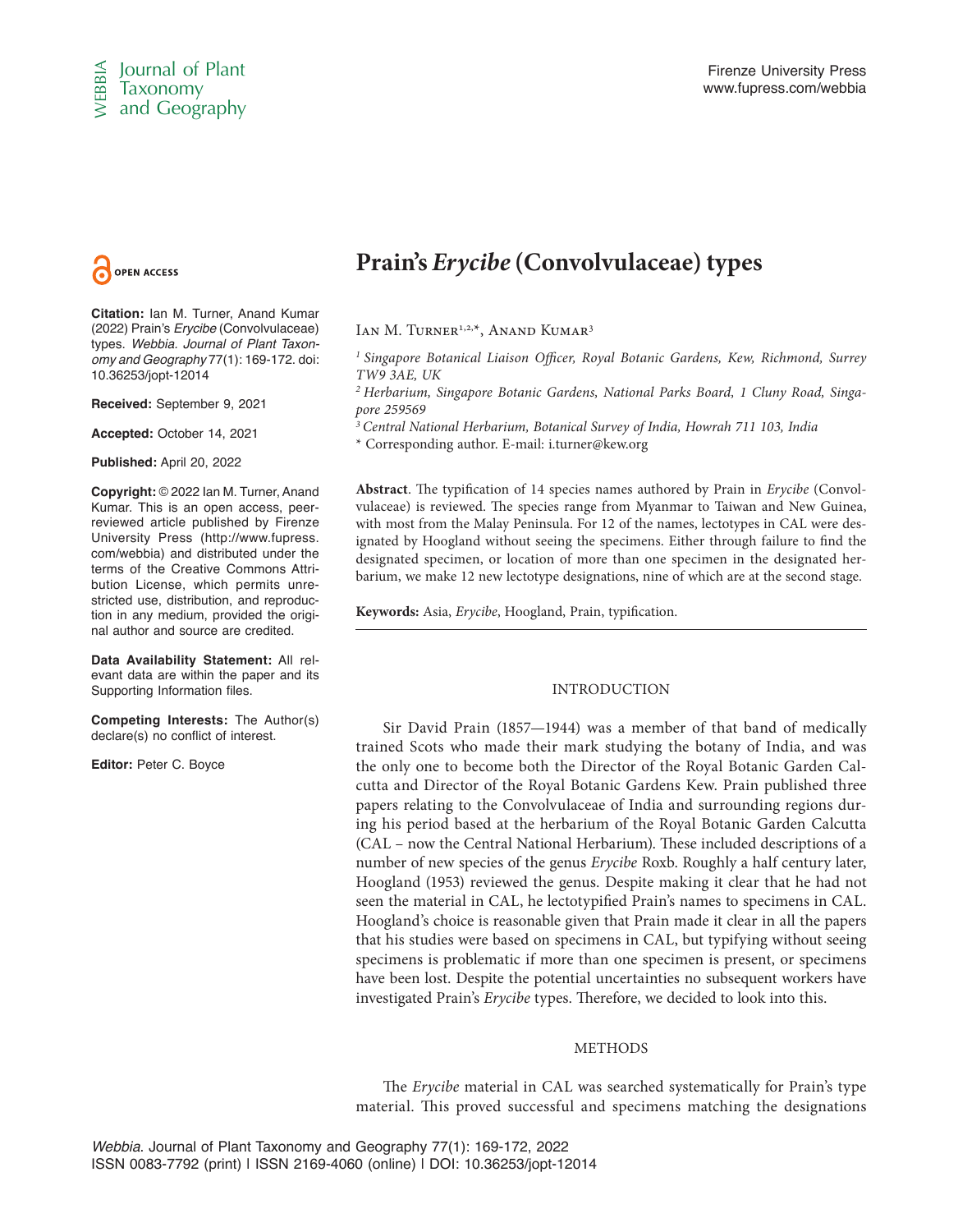OPEN ACCESS

**Citation:** Ian M. Turner, Anand Kumar (2022) Prain's *Erycibe* (Convolvulaceae) types. *Webbia. Journal of Plant Taxonomy and Geography* 77(1): 169-172. doi: 10.36253/jopt-12014

**Received:** September 9, 2021

**Accepted:** October 14, 2021

**Published:** April 20, 2022

**Copyright:** © 2022 Ian M. Turner, Anand Kumar. This is an open access, peer-reviewed article published by Firenze University Press (http://www.fupress.com/webbia) and distributed under the terms of the Creative Commons Attribution License, which permits unrestricted use, distribution, and reproduction in any medium, provided the original author and source are credited.

**Data Availability Statement:** All relevant data are within the paper and its Supporting Information files.

**Competing Interests:** The Author(s) declare(s) no conflict of interest.

**Editor:** Peter C. Boyce

# Prain's *Erycibe* (Convolvulaceae) types

Ian M. Turner[1,2,*], Anand Kumar[3]

[1] *Singapore Botanical Liaison Officer, Royal Botanic Gardens, Kew, Richmond, Surrey TW9 3AE, UK*

[2] *Herbarium, Singapore Botanic Gardens, National Parks Board, 1 Cluny Road, Singapore 259569*

[3] *Central National Herbarium, Botanical Survey of India, Howrah 711 103, India*

\* Corresponding author. E-mail: i.turner@kew.org

**Abstract**. The typification of 14 species names authored by Prain in *Erycibe* (Convolvulaceae) is reviewed. The species range from Myanmar to Taiwan and New Guinea, with most from the Malay Peninsula. For 12 of the names, lectotypes in CAL were designated by Hoogland without seeing the specimens. Either through failure to find the designated specimen, or location of more than one specimen in the designated herbarium, we make 12 new lectotype designations, nine of which are at the second stage.

**Keywords:** Asia, *Erycibe*, Hoogland, Prain, typification.

## INTRODUCTION

Sir David Prain (1857—1944) was a member of that band of medically trained Scots who made their mark studying the botany of India, and was the only one to become both the Director of the Royal Botanic Garden Calcutta and Director of the Royal Botanic Gardens Kew. Prain published three papers relating to the Convolvulaceae of India and surrounding regions during his period based at the herbarium of the Royal Botanic Garden Calcutta (CAL – now the Central National Herbarium). These included descriptions of a number of new species of the genus *Erycibe* Roxb. Roughly a half century later, Hoogland (1953) reviewed the genus. Despite making it clear that he had not seen the material in CAL, he lectotypified Prain's names to specimens in CAL. Hoogland's choice is reasonable given that Prain made it clear in all the papers that his studies were based on specimens in CAL, but typifying without seeing specimens is problematic if more than one specimen is present, or specimens have been lost. Despite the potential uncertainties no subsequent workers have investigated Prain's *Erycibe* types. Therefore, we decided to look into this.

## METHODS

The *Erycibe* material in CAL was searched systematically for Prain's type material. This proved successful and specimens matching the designations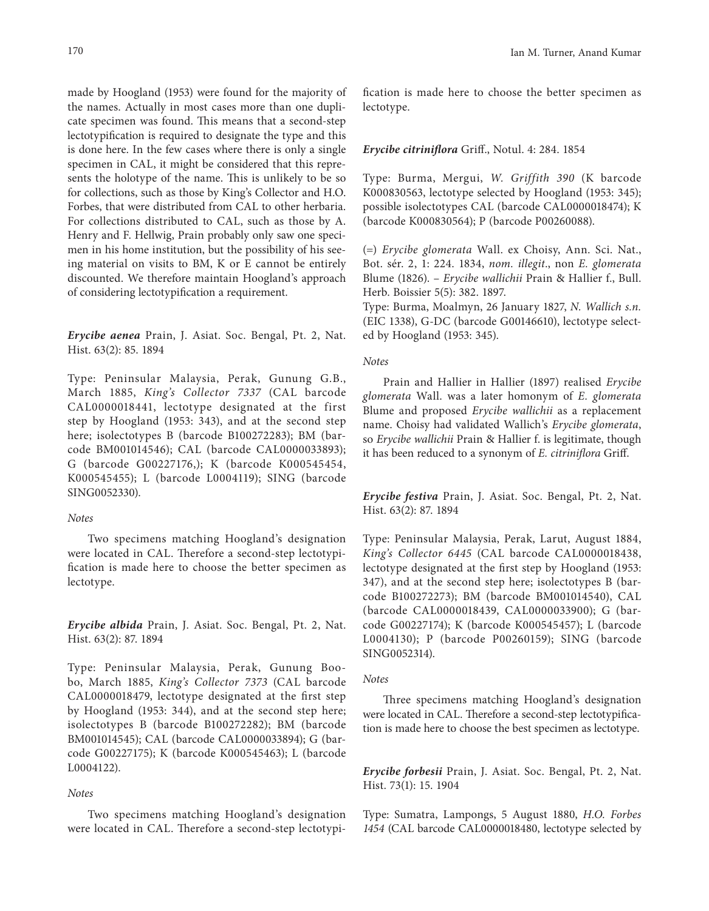made by Hoogland (1953) were found for the majority of the names. Actually in most cases more than one duplicate specimen was found. This means that a second-step lectotypification is required to designate the type and this is done here. In the few cases where there is only a single specimen in CAL, it might be considered that this represents the holotype of the name. This is unlikely to be so for collections, such as those by King's Collector and H.O. Forbes, that were distributed from CAL to other herbaria. For collections distributed to CAL, such as those by A. Henry and F. Hellwig, Prain probably only saw one specimen in his home institution, but the possibility of his seeing material on visits to BM, K or E cannot be entirely discounted. We therefore maintain Hoogland's approach of considering lectotypification a requirement.

***Erycibe aenea*** Prain, J. Asiat. Soc. Bengal, Pt. 2, Nat. Hist. 63(2): 85. 1894

Type: Peninsular Malaysia, Perak, Gunung G.B., March 1885, *King's Collector 7337* (CAL barcode CAL0000018441, lectotype designated at the first step by Hoogland (1953: 343), and at the second step here; isolectotypes B (barcode B100272283); BM (barcode BM001014546); CAL (barcode CAL0000033893); G (barcode G00227176,); K (barcode K000545454, K000545455); L (barcode L0004119); SING (barcode SING0052330).

*Notes*

Two specimens matching Hoogland's designation were located in CAL. Therefore a second-step lectotypification is made here to choose the better specimen as lectotype.

***Erycibe albida*** Prain, J. Asiat. Soc. Bengal, Pt. 2, Nat. Hist. 63(2): 87. 1894

Type: Peninsular Malaysia, Perak, Gunung Boobo, March 1885, *King's Collector 7373* (CAL barcode CAL0000018479, lectotype designated at the first step by Hoogland (1953: 344), and at the second step here; isolectotypes B (barcode B100272282); BM (barcode BM001014545); CAL (barcode CAL0000033894); G (barcode G00227175); K (barcode K000545463); L (barcode L0004122).

*Notes*

Two specimens matching Hoogland's designation were located in CAL. Therefore a second-step lectotypification is made here to choose the better specimen as lectotype.

***Erycibe citriniflora*** Griff., Notul. 4: 284. 1854

Type: Burma, Mergui, *W. Griffith 390* (K barcode K000830563, lectotype selected by Hoogland (1953: 345); possible isolectotypes CAL (barcode CAL0000018474); K (barcode K000830564); P (barcode P00260088).

(=) *Erycibe glomerata* Wall. ex Choisy, Ann. Sci. Nat., Bot. sér. 2, 1: 224. 1834, *nom. illegit*., non *E. glomerata* Blume (1826). – *Erycibe wallichii* Prain & Hallier f., Bull. Herb. Boissier 5(5): 382. 1897.
Type: Burma, Moalmyn, 26 January 1827, *N. Wallich s.n.* (EIC 1338), G-DC (barcode G00146610), lectotype selected by Hoogland (1953: 345).

*Notes*

Prain and Hallier in Hallier (1897) realised *Erycibe glomerata* Wall. was a later homonym of *E. glomerata* Blume and proposed *Erycibe wallichii* as a replacement name. Choisy had validated Wallich's *Erycibe glomerata*, so *Erycibe wallichii* Prain & Hallier f. is legitimate, though it has been reduced to a synonym of *E. citriniflora* Griff.

***Erycibe festiva*** Prain, J. Asiat. Soc. Bengal, Pt. 2, Nat. Hist. 63(2): 87. 1894

Type: Peninsular Malaysia, Perak, Larut, August 1884, *King's Collector 6445* (CAL barcode CAL0000018438, lectotype designated at the first step by Hoogland (1953: 347), and at the second step here; isolectotypes B (barcode B100272273); BM (barcode BM001014540), CAL (barcode CAL0000018439, CAL0000033900); G (barcode G00227174); K (barcode K000545457); L (barcode L0004130); P (barcode P00260159); SING (barcode SING0052314).

*Notes*

Three specimens matching Hoogland's designation were located in CAL. Therefore a second-step lectotypification is made here to choose the best specimen as lectotype.

***Erycibe forbesii*** Prain, J. Asiat. Soc. Bengal, Pt. 2, Nat. Hist. 73(1): 15. 1904

Type: Sumatra, Lampongs, 5 August 1880, *H.O. Forbes 1454* (CAL barcode CAL0000018480, lectotype selected by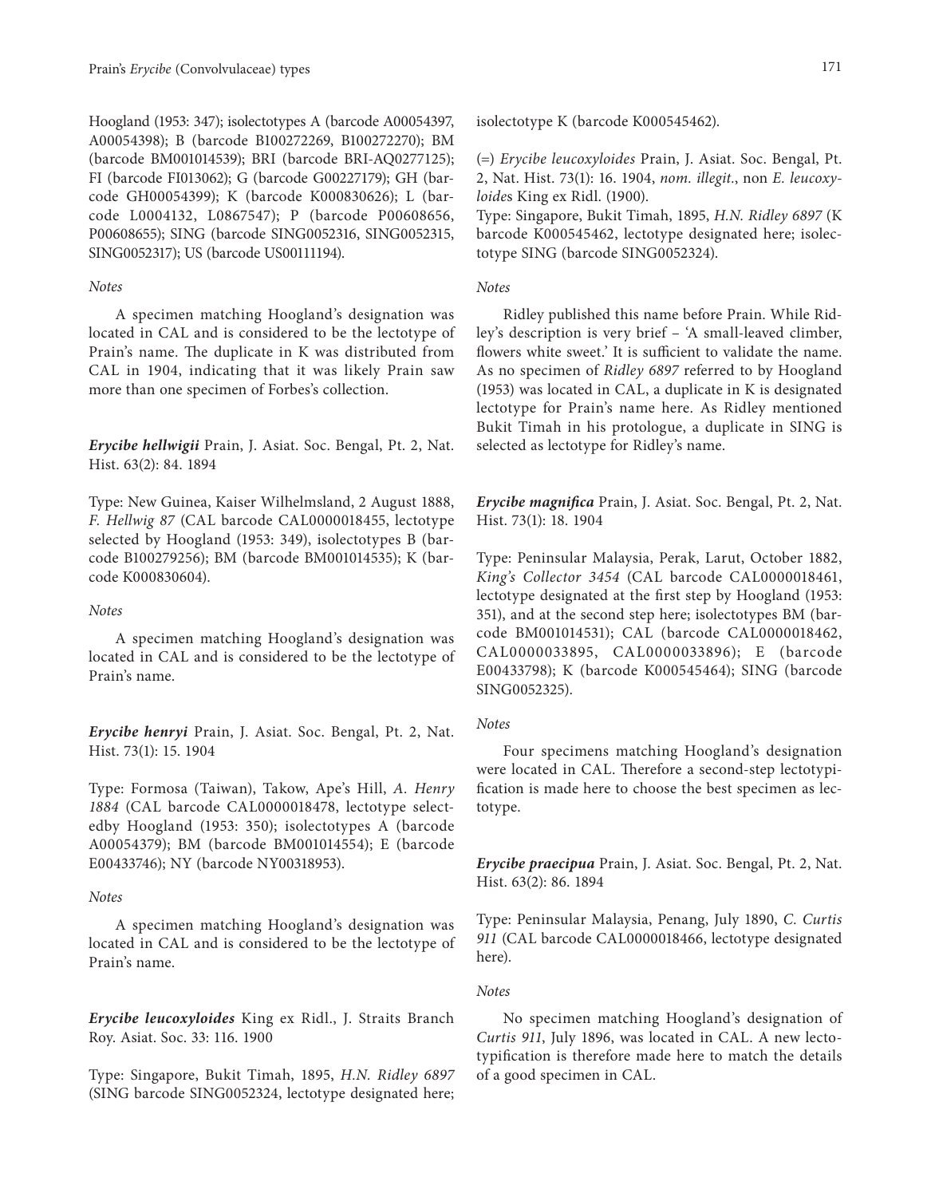Hoogland (1953: 347); isolectotypes A (barcode A00054397, A00054398); B (barcode B100272269, B100272270); BM (barcode BM001014539); BRI (barcode BRI-AQ0277125); FI (barcode FI013062); G (barcode G00227179); GH (barcode GH00054399); K (barcode K000830626); L (barcode L0004132, L0867547); P (barcode P00608656, P00608655); SING (barcode SING0052316, SING0052315, SING0052317); US (barcode US00111194).

*Notes*

A specimen matching Hoogland's designation was located in CAL and is considered to be the lectotype of Prain's name. The duplicate in K was distributed from CAL in 1904, indicating that it was likely Prain saw more than one specimen of Forbes's collection.

***Erycibe hellwigii*** Prain, J. Asiat. Soc. Bengal, Pt. 2, Nat. Hist. 63(2): 84. 1894

Type: New Guinea, Kaiser Wilhelmsland, 2 August 1888, *F. Hellwig 87* (CAL barcode CAL0000018455, lectotype selected by Hoogland (1953: 349), isolectotypes B (barcode B100279256); BM (barcode BM001014535); K (barcode K000830604).

*Notes*

A specimen matching Hoogland's designation was located in CAL and is considered to be the lectotype of Prain's name.

***Erycibe henryi*** Prain, J. Asiat. Soc. Bengal, Pt. 2, Nat. Hist. 73(1): 15. 1904

Type: Formosa (Taiwan), Takow, Ape's Hill, *A. Henry 1884* (CAL barcode CAL0000018478, lectotype selectedby Hoogland (1953: 350); isolectotypes A (barcode A00054379); BM (barcode BM001014554); E (barcode E00433746); NY (barcode NY00318953).

*Notes*

A specimen matching Hoogland's designation was located in CAL and is considered to be the lectotype of Prain's name.

***Erycibe leucoxyloides*** King ex Ridl., J. Straits Branch Roy. Asiat. Soc. 33: 116. 1900

Type: Singapore, Bukit Timah, 1895, *H.N. Ridley 6897* (SING barcode SING0052324, lectotype designated here; isolectotype K (barcode K000545462).

(=) *Erycibe leucoxyloides* Prain, J. Asiat. Soc. Bengal, Pt. 2, Nat. Hist. 73(1): 16. 1904, *nom. illegit.*, non *E. leucoxyloides* King ex Ridl. (1900).

Type: Singapore, Bukit Timah, 1895, *H.N. Ridley 6897* (K barcode K000545462, lectotype designated here; isolectotype SING (barcode SING0052324).

*Notes*

Ridley published this name before Prain. While Ridley's description is very brief – 'A small-leaved climber, flowers white sweet.' It is sufficient to validate the name. As no specimen of *Ridley 6897* referred to by Hoogland (1953) was located in CAL, a duplicate in K is designated lectotype for Prain's name here. As Ridley mentioned Bukit Timah in his protologue, a duplicate in SING is selected as lectotype for Ridley's name.

***Erycibe magnifica*** Prain, J. Asiat. Soc. Bengal, Pt. 2, Nat. Hist. 73(1): 18. 1904

Type: Peninsular Malaysia, Perak, Larut, October 1882, *King's Collector 3454* (CAL barcode CAL0000018461, lectotype designated at the first step by Hoogland (1953: 351), and at the second step here; isolectotypes BM (barcode BM001014531); CAL (barcode CAL0000018462, CAL0000033895, CAL0000033896); E (barcode E00433798); K (barcode K000545464); SING (barcode SING0052325).

*Notes*

Four specimens matching Hoogland's designation were located in CAL. Therefore a second-step lectotypification is made here to choose the best specimen as lectotype.

***Erycibe praecipua*** Prain, J. Asiat. Soc. Bengal, Pt. 2, Nat. Hist. 63(2): 86. 1894

Type: Peninsular Malaysia, Penang, July 1890, *C. Curtis 911* (CAL barcode CAL0000018466, lectotype designated here).

*Notes*

No specimen matching Hoogland's designation of *Curtis 911*, July 1896, was located in CAL. A new lectotypification is therefore made here to match the details of a good specimen in CAL.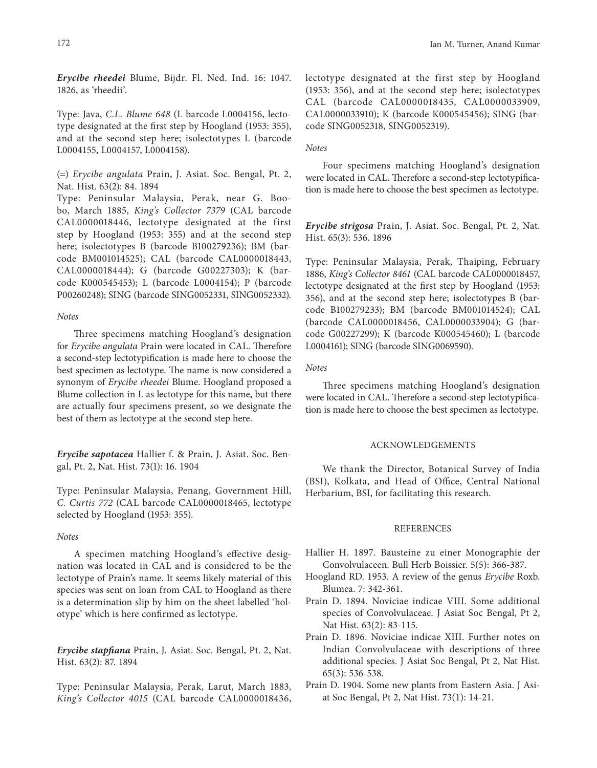***Erycibe rheedei*** Blume, Bijdr. Fl. Ned. Ind. 16: 1047. 1826, as 'rheedii'.

Type: Java, *C.L. Blume 648* (L barcode L0004156, lectotype designated at the first step by Hoogland (1953: 355), and at the second step here; isolectotypes L (barcode L0004155, L0004157, L0004158).

(=) *Erycibe angulata* Prain, J. Asiat. Soc. Bengal, Pt. 2, Nat. Hist. 63(2): 84. 1894

Type: Peninsular Malaysia, Perak, near G. Boobo, March 1885, *King's Collector 7379* (CAL barcode CAL0000018446, lectotype designated at the first step by Hoogland (1953: 355) and at the second step here; isolectotypes B (barcode B100279236); BM (barcode BM001014525); CAL (barcode CAL0000018443, CAL0000018444); G (barcode G00227303); K (barcode K000545453); L (barcode L0004154); P (barcode P00260248); SING (barcode SING0052331, SING0052332).

*Notes*

Three specimens matching Hoogland's designation for *Erycibe angulata* Prain were located in CAL. Therefore a second-step lectotypification is made here to choose the best specimen as lectotype. The name is now considered a synonym of *Erycibe rheedei* Blume. Hoogland proposed a Blume collection in L as lectotype for this name, but there are actually four specimens present, so we designate the best of them as lectotype at the second step here.

***Erycibe sapotacea*** Hallier f. & Prain, J. Asiat. Soc. Bengal, Pt. 2, Nat. Hist. 73(1): 16. 1904

Type: Peninsular Malaysia, Penang, Government Hill, *C. Curtis 772* (CAL barcode CAL0000018465, lectotype selected by Hoogland (1953: 355).

*Notes*

A specimen matching Hoogland's effective designation was located in CAL and is considered to be the lectotype of Prain's name. It seems likely material of this species was sent on loan from CAL to Hoogland as there is a determination slip by him on the sheet labelled 'holotype' which is here confirmed as lectotype.

***Erycibe stapfiana*** Prain, J. Asiat. Soc. Bengal, Pt. 2, Nat. Hist. 63(2): 87. 1894

Type: Peninsular Malaysia, Perak, Larut, March 1883, *King's Collector 4015* (CAL barcode CAL0000018436, lectotype designated at the first step by Hoogland (1953: 356), and at the second step here; isolectotypes CAL (barcode CAL0000018435, CAL0000033909, CAL0000033910); K (barcode K000545456); SING (barcode SING0052318, SING0052319).

*Notes*

Four specimens matching Hoogland's designation were located in CAL. Therefore a second-step lectotypification is made here to choose the best specimen as lectotype.

***Erycibe strigosa*** Prain, J. Asiat. Soc. Bengal, Pt. 2, Nat. Hist. 65(3): 536. 1896

Type: Peninsular Malaysia, Perak, Thaiping, February 1886, *King's Collector 8461* (CAL barcode CAL0000018457, lectotype designated at the first step by Hoogland (1953: 356), and at the second step here; isolectotypes B (barcode B100279233); BM (barcode BM001014524); CAL (barcode CAL0000018456, CAL0000033904); G (barcode G00227299); K (barcode K000545460); L (barcode L0004161); SING (barcode SING0069590).

*Notes*

Three specimens matching Hoogland's designation were located in CAL. Therefore a second-step lectotypification is made here to choose the best specimen as lectotype.

## ACKNOWLEDGEMENTS

We thank the Director, Botanical Survey of India (BSI), Kolkata, and Head of Office, Central National Herbarium, BSI, for facilitating this research.

## REFERENCES

- Hallier H. 1897. Bausteine zu einer Monographie der Convolvulaceen. Bull Herb Boissier. 5(5): 366-387.
- Hoogland RD. 1953. A review of the genus *Erycibe* Roxb. Blumea. 7: 342-361.
- Prain D. 1894. Noviciae indicae VIII. Some additional species of Convolvulaceae. J Asiat Soc Bengal, Pt 2, Nat Hist. 63(2): 83-115.
- Prain D. 1896. Noviciae indicae XIII. Further notes on Indian Convolvulaceae with descriptions of three additional species. J Asiat Soc Bengal, Pt 2, Nat Hist. 65(3): 536-538.
- Prain D. 1904. Some new plants from Eastern Asia. J Asiat Soc Bengal, Pt 2, Nat Hist. 73(1): 14-21.